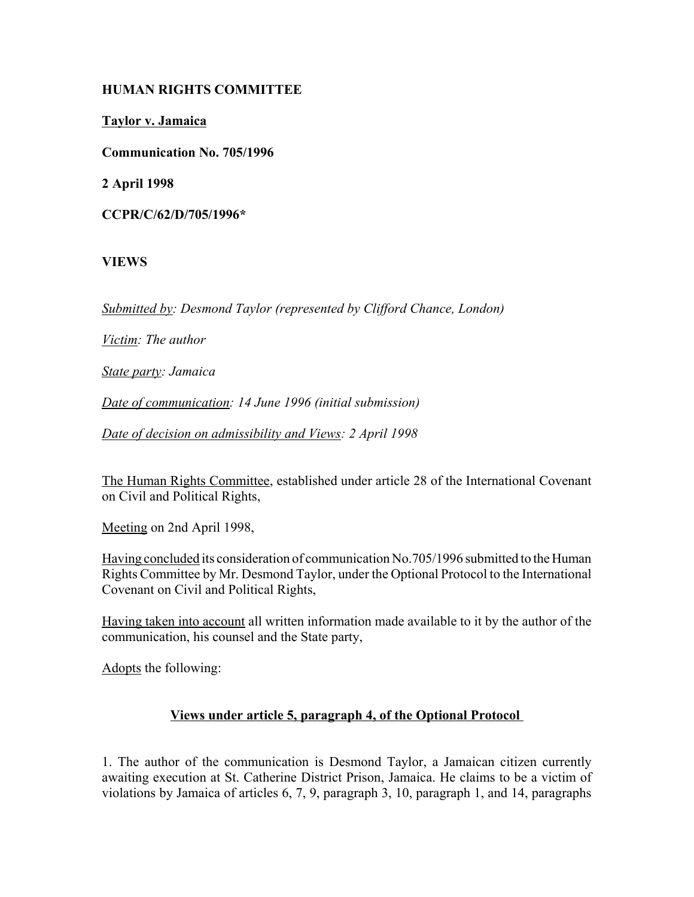**HUMAN RIGHTS COMMITTEE**

**Taylor v. Jamaica**

**Communication No. 705/1996**

**2 April 1998**

**CCPR/C/62/D/705/1996***

**VIEWS**

*Submitted by: Desmond Taylor (represented by Clifford Chance, London)*

*Victim: The author*

*State party: Jamaica*

*Date of communication: 14 June 1996 (initial submission)*

*Date of decision on admissibility and Views: 2 April 1998*

The Human Rights Committee, established under article 28 of the International Covenant on Civil and Political Rights,

Meeting on 2nd April 1998,

Having concluded its consideration of communication No.705/1996 submitted to the Human Rights Committee by Mr. Desmond Taylor, under the Optional Protocol to the International Covenant on Civil and Political Rights,

Having taken into account all written information made available to it by the author of the communication, his counsel and the State party,

Adopts the following:

## Views under article 5, paragraph 4, of the Optional Protocol

1. The author of the communication is Desmond Taylor, a Jamaican citizen currently awaiting execution at St. Catherine District Prison, Jamaica. He claims to be a victim of violations by Jamaica of articles 6, 7, 9, paragraph 3, 10, paragraph 1, and 14, paragraphs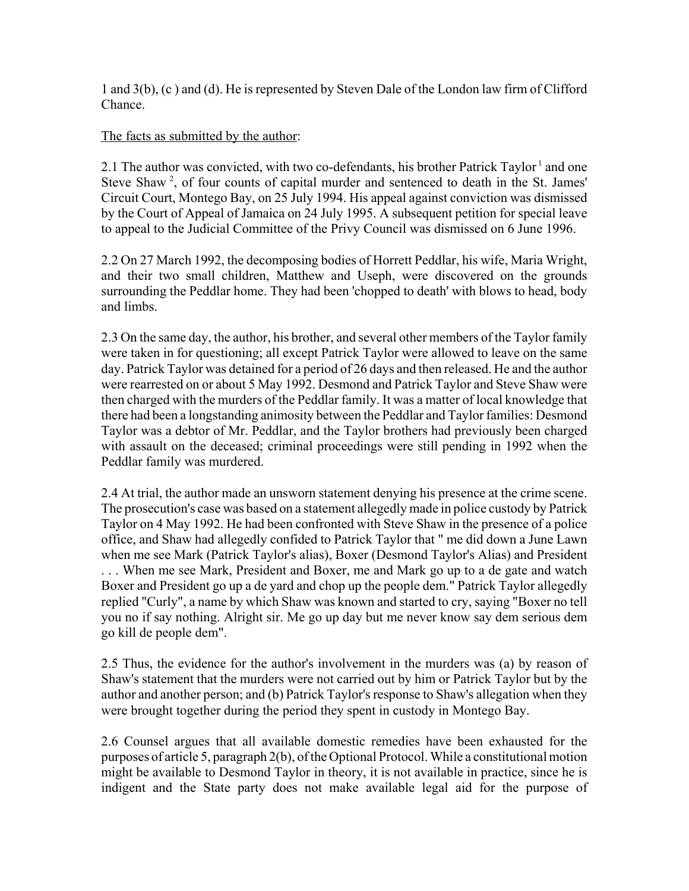1 and 3(b), (c ) and (d). He is represented by Steven Dale of the London law firm of Clifford Chance.

The facts as submitted by the author:

2.1 The author was convicted, with two co-defendants, his brother Patrick Taylor [1] and one Steve Shaw [2], of four counts of capital murder and sentenced to death in the St. James' Circuit Court, Montego Bay, on 25 July 1994. His appeal against conviction was dismissed by the Court of Appeal of Jamaica on 24 July 1995. A subsequent petition for special leave to appeal to the Judicial Committee of the Privy Council was dismissed on 6 June 1996.

2.2 On 27 March 1992, the decomposing bodies of Horrett Peddlar, his wife, Maria Wright, and their two small children, Matthew and Useph, were discovered on the grounds surrounding the Peddlar home. They had been 'chopped to death' with blows to head, body and limbs.

2.3 On the same day, the author, his brother, and several other members of the Taylor family were taken in for questioning; all except Patrick Taylor were allowed to leave on the same day. Patrick Taylor was detained for a period of 26 days and then released. He and the author were rearrested on or about 5 May 1992. Desmond and Patrick Taylor and Steve Shaw were then charged with the murders of the Peddlar family. It was a matter of local knowledge that there had been a longstanding animosity between the Peddlar and Taylor families: Desmond Taylor was a debtor of Mr. Peddlar, and the Taylor brothers had previously been charged with assault on the deceased; criminal proceedings were still pending in 1992 when the Peddlar family was murdered.

2.4 At trial, the author made an unsworn statement denying his presence at the crime scene. The prosecution's case was based on a statement allegedly made in police custody by Patrick Taylor on 4 May 1992. He had been confronted with Steve Shaw in the presence of a police office, and Shaw had allegedly confided to Patrick Taylor that " me did down a June Lawn when me see Mark (Patrick Taylor's alias), Boxer (Desmond Taylor's Alias) and President . . . When me see Mark, President and Boxer, me and Mark go up to a de gate and watch Boxer and President go up a de yard and chop up the people dem." Patrick Taylor allegedly replied "Curly", a name by which Shaw was known and started to cry, saying "Boxer no tell you no if say nothing. Alright sir. Me go up day but me never know say dem serious dem go kill de people dem".

2.5 Thus, the evidence for the author's involvement in the murders was (a) by reason of Shaw's statement that the murders were not carried out by him or Patrick Taylor but by the author and another person; and (b) Patrick Taylor's response to Shaw's allegation when they were brought together during the period they spent in custody in Montego Bay.

2.6 Counsel argues that all available domestic remedies have been exhausted for the purposes of article 5, paragraph 2(b), of the Optional Protocol. While a constitutional motion might be available to Desmond Taylor in theory, it is not available in practice, since he is indigent and the State party does not make available legal aid for the purpose of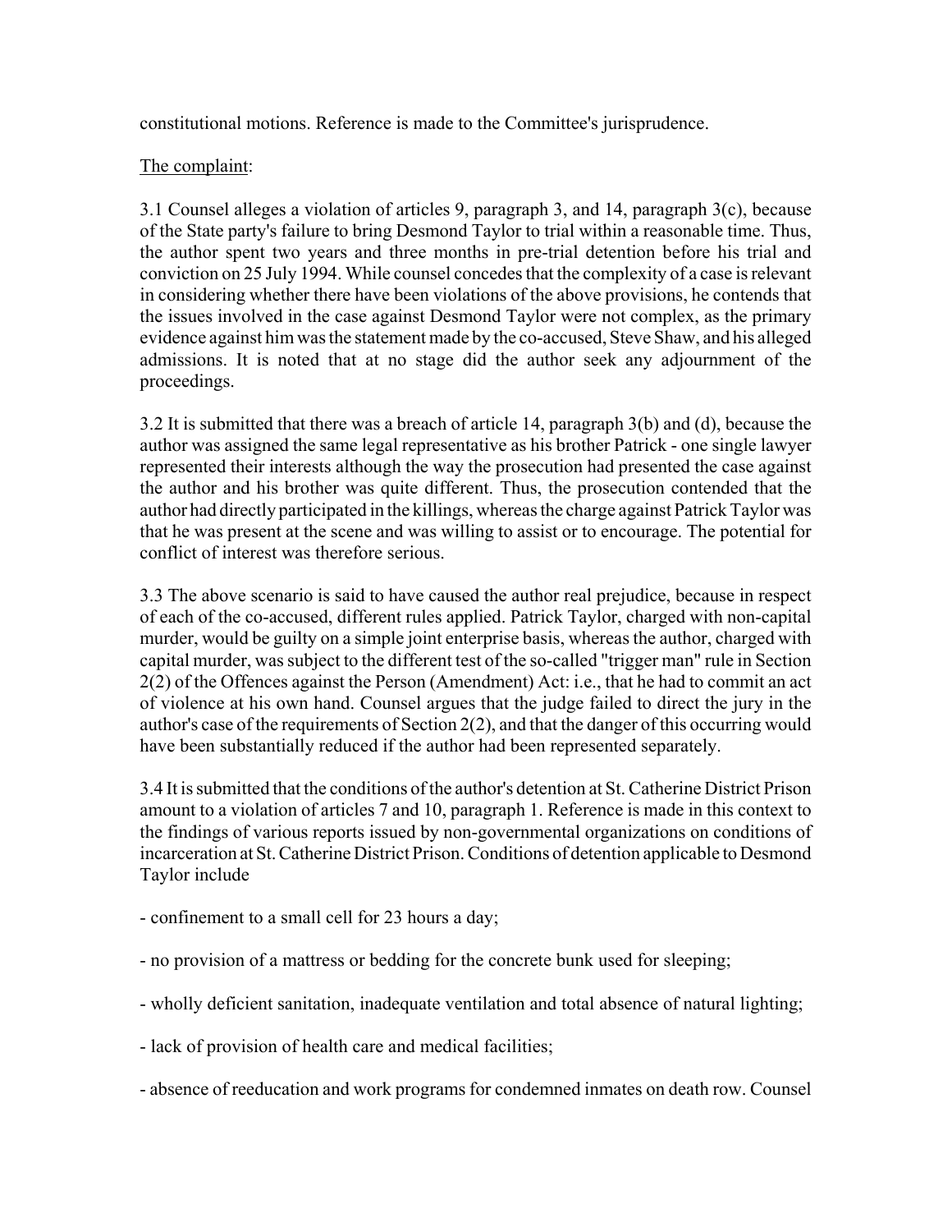constitutional motions. Reference is made to the Committee's jurisprudence.

The complaint:

3.1 Counsel alleges a violation of articles 9, paragraph 3, and 14, paragraph 3(c), because of the State party's failure to bring Desmond Taylor to trial within a reasonable time. Thus, the author spent two years and three months in pre-trial detention before his trial and conviction on 25 July 1994. While counsel concedes that the complexity of a case is relevant in considering whether there have been violations of the above provisions, he contends that the issues involved in the case against Desmond Taylor were not complex, as the primary evidence against him was the statement made by the co-accused, Steve Shaw, and his alleged admissions. It is noted that at no stage did the author seek any adjournment of the proceedings.

3.2 It is submitted that there was a breach of article 14, paragraph 3(b) and (d), because the author was assigned the same legal representative as his brother Patrick - one single lawyer represented their interests although the way the prosecution had presented the case against the author and his brother was quite different. Thus, the prosecution contended that the author had directly participated in the killings, whereas the charge against Patrick Taylor was that he was present at the scene and was willing to assist or to encourage. The potential for conflict of interest was therefore serious.

3.3 The above scenario is said to have caused the author real prejudice, because in respect of each of the co-accused, different rules applied. Patrick Taylor, charged with non-capital murder, would be guilty on a simple joint enterprise basis, whereas the author, charged with capital murder, was subject to the different test of the so-called "trigger man" rule in Section 2(2) of the Offences against the Person (Amendment) Act: i.e., that he had to commit an act of violence at his own hand. Counsel argues that the judge failed to direct the jury in the author's case of the requirements of Section 2(2), and that the danger of this occurring would have been substantially reduced if the author had been represented separately.

3.4 It is submitted that the conditions of the author's detention at St. Catherine District Prison amount to a violation of articles 7 and 10, paragraph 1. Reference is made in this context to the findings of various reports issued by non-governmental organizations on conditions of incarceration at St. Catherine District Prison. Conditions of detention applicable to Desmond Taylor include

- confinement to a small cell for 23 hours a day;
- no provision of a mattress or bedding for the concrete bunk used for sleeping;
- wholly deficient sanitation, inadequate ventilation and total absence of natural lighting;
- lack of provision of health care and medical facilities;
- absence of reeducation and work programs for condemned inmates on death row. Counsel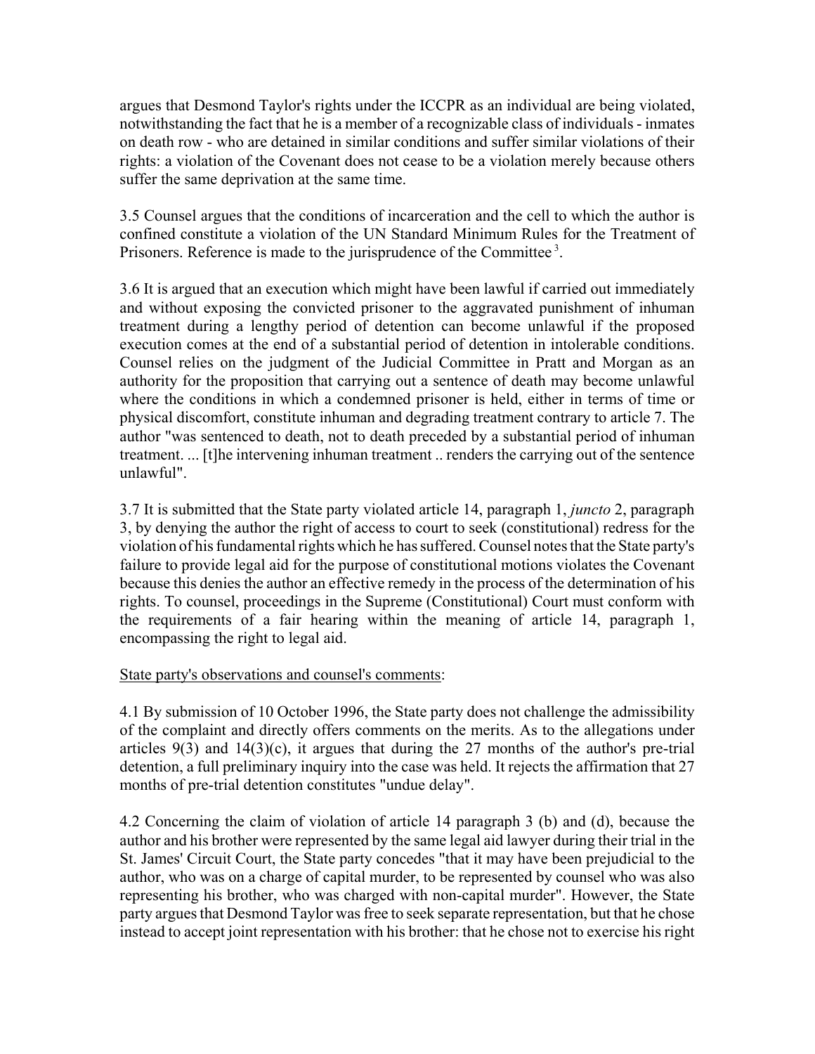argues that Desmond Taylor's rights under the ICCPR as an individual are being violated, notwithstanding the fact that he is a member of a recognizable class of individuals - inmates on death row - who are detained in similar conditions and suffer similar violations of their rights: a violation of the Covenant does not cease to be a violation merely because others suffer the same deprivation at the same time.

3.5 Counsel argues that the conditions of incarceration and the cell to which the author is confined constitute a violation of the UN Standard Minimum Rules for the Treatment of Prisoners. Reference is made to the jurisprudence of the Committee [3].

3.6 It is argued that an execution which might have been lawful if carried out immediately and without exposing the convicted prisoner to the aggravated punishment of inhuman treatment during a lengthy period of detention can become unlawful if the proposed execution comes at the end of a substantial period of detention in intolerable conditions. Counsel relies on the judgment of the Judicial Committee in Pratt and Morgan as an authority for the proposition that carrying out a sentence of death may become unlawful where the conditions in which a condemned prisoner is held, either in terms of time or physical discomfort, constitute inhuman and degrading treatment contrary to article 7. The author "was sentenced to death, not to death preceded by a substantial period of inhuman treatment. ... [t]he intervening inhuman treatment .. renders the carrying out of the sentence unlawful".

3.7 It is submitted that the State party violated article 14, paragraph 1, *juncto* 2, paragraph 3, by denying the author the right of access to court to seek (constitutional) redress for the violation of his fundamental rights which he has suffered. Counsel notes that the State party's failure to provide legal aid for the purpose of constitutional motions violates the Covenant because this denies the author an effective remedy in the process of the determination of his rights. To counsel, proceedings in the Supreme (Constitutional) Court must conform with the requirements of a fair hearing within the meaning of article 14, paragraph 1, encompassing the right to legal aid.

<u>State party's observations and counsel's comments</u>:

4.1 By submission of 10 October 1996, the State party does not challenge the admissibility of the complaint and directly offers comments on the merits. As to the allegations under articles 9(3) and 14(3)(c), it argues that during the 27 months of the author's pre-trial detention, a full preliminary inquiry into the case was held. It rejects the affirmation that 27 months of pre-trial detention constitutes "undue delay".

4.2 Concerning the claim of violation of article 14 paragraph 3 (b) and (d), because the author and his brother were represented by the same legal aid lawyer during their trial in the St. James' Circuit Court, the State party concedes "that it may have been prejudicial to the author, who was on a charge of capital murder, to be represented by counsel who was also representing his brother, who was charged with non-capital murder". However, the State party argues that Desmond Taylor was free to seek separate representation, but that he chose instead to accept joint representation with his brother: that he chose not to exercise his right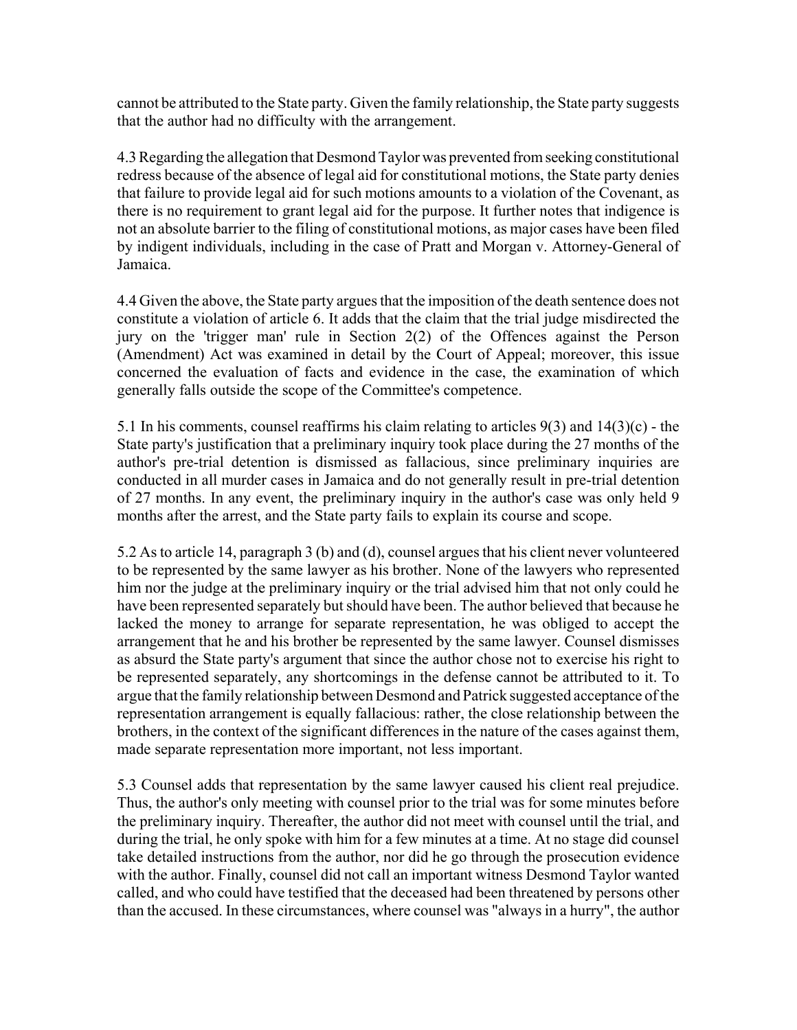cannot be attributed to the State party. Given the family relationship, the State party suggests that the author had no difficulty with the arrangement.

4.3 Regarding the allegation that Desmond Taylor was prevented from seeking constitutional redress because of the absence of legal aid for constitutional motions, the State party denies that failure to provide legal aid for such motions amounts to a violation of the Covenant, as there is no requirement to grant legal aid for the purpose. It further notes that indigence is not an absolute barrier to the filing of constitutional motions, as major cases have been filed by indigent individuals, including in the case of Pratt and Morgan v. Attorney-General of Jamaica.

4.4 Given the above, the State party argues that the imposition of the death sentence does not constitute a violation of article 6. It adds that the claim that the trial judge misdirected the jury on the 'trigger man' rule in Section 2(2) of the Offences against the Person (Amendment) Act was examined in detail by the Court of Appeal; moreover, this issue concerned the evaluation of facts and evidence in the case, the examination of which generally falls outside the scope of the Committee's competence.

5.1 In his comments, counsel reaffirms his claim relating to articles 9(3) and 14(3)(c) - the State party's justification that a preliminary inquiry took place during the 27 months of the author's pre-trial detention is dismissed as fallacious, since preliminary inquiries are conducted in all murder cases in Jamaica and do not generally result in pre-trial detention of 27 months. In any event, the preliminary inquiry in the author's case was only held 9 months after the arrest, and the State party fails to explain its course and scope.

5.2 As to article 14, paragraph 3 (b) and (d), counsel argues that his client never volunteered to be represented by the same lawyer as his brother. None of the lawyers who represented him nor the judge at the preliminary inquiry or the trial advised him that not only could he have been represented separately but should have been. The author believed that because he lacked the money to arrange for separate representation, he was obliged to accept the arrangement that he and his brother be represented by the same lawyer. Counsel dismisses as absurd the State party's argument that since the author chose not to exercise his right to be represented separately, any shortcomings in the defense cannot be attributed to it. To argue that the family relationship between Desmond and Patrick suggested acceptance of the representation arrangement is equally fallacious: rather, the close relationship between the brothers, in the context of the significant differences in the nature of the cases against them, made separate representation more important, not less important.

5.3 Counsel adds that representation by the same lawyer caused his client real prejudice. Thus, the author's only meeting with counsel prior to the trial was for some minutes before the preliminary inquiry. Thereafter, the author did not meet with counsel until the trial, and during the trial, he only spoke with him for a few minutes at a time. At no stage did counsel take detailed instructions from the author, nor did he go through the prosecution evidence with the author. Finally, counsel did not call an important witness Desmond Taylor wanted called, and who could have testified that the deceased had been threatened by persons other than the accused. In these circumstances, where counsel was "always in a hurry", the author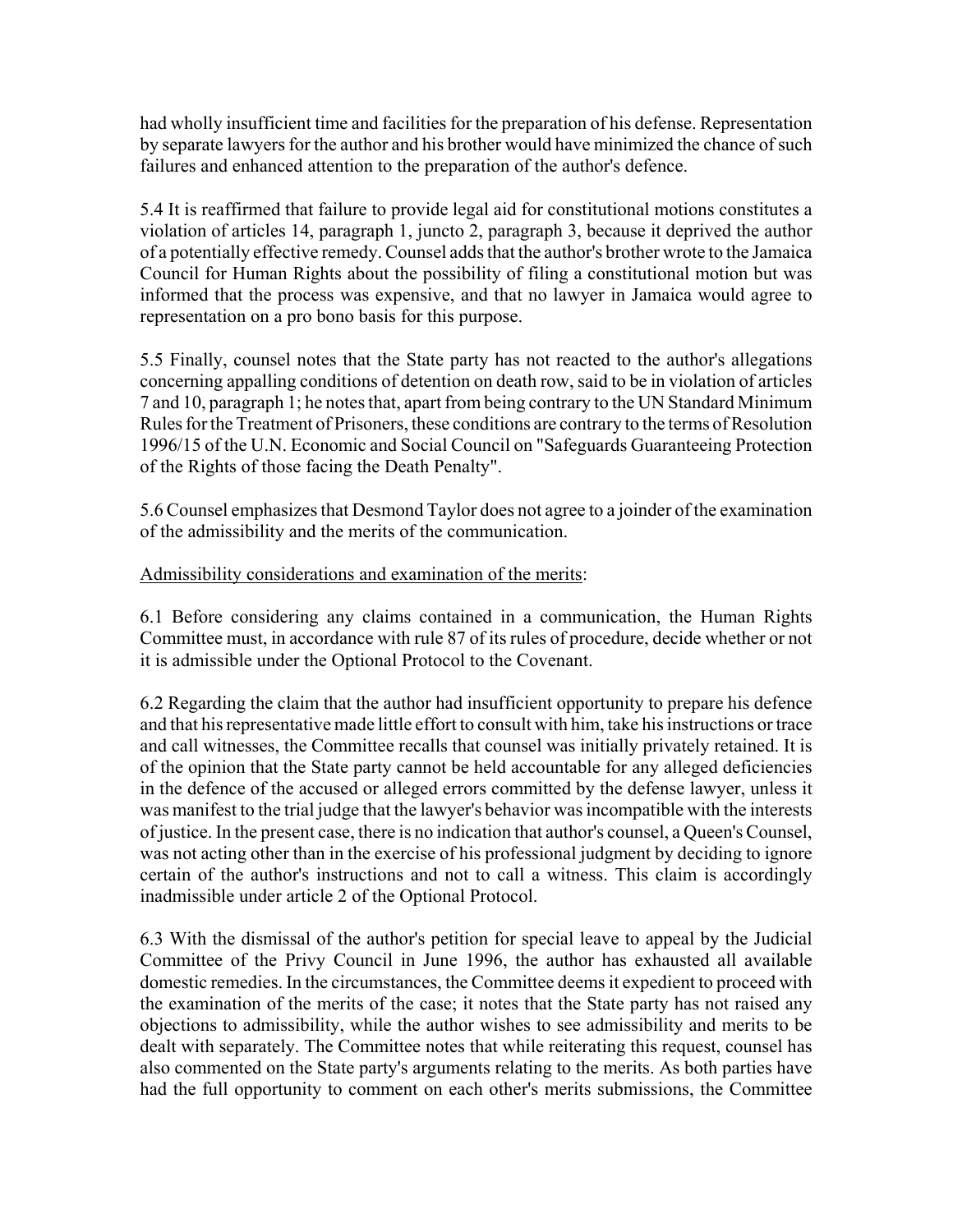had wholly insufficient time and facilities for the preparation of his defense. Representation by separate lawyers for the author and his brother would have minimized the chance of such failures and enhanced attention to the preparation of the author's defence.

5.4 It is reaffirmed that failure to provide legal aid for constitutional motions constitutes a violation of articles 14, paragraph 1, juncto 2, paragraph 3, because it deprived the author of a potentially effective remedy. Counsel adds that the author's brother wrote to the Jamaica Council for Human Rights about the possibility of filing a constitutional motion but was informed that the process was expensive, and that no lawyer in Jamaica would agree to representation on a pro bono basis for this purpose.

5.5 Finally, counsel notes that the State party has not reacted to the author's allegations concerning appalling conditions of detention on death row, said to be in violation of articles 7 and 10, paragraph 1; he notes that, apart from being contrary to the UN Standard Minimum Rules for the Treatment of Prisoners, these conditions are contrary to the terms of Resolution 1996/15 of the U.N. Economic and Social Council on "Safeguards Guaranteeing Protection of the Rights of those facing the Death Penalty".

5.6 Counsel emphasizes that Desmond Taylor does not agree to a joinder of the examination of the admissibility and the merits of the communication.

Admissibility considerations and examination of the merits:

6.1 Before considering any claims contained in a communication, the Human Rights Committee must, in accordance with rule 87 of its rules of procedure, decide whether or not it is admissible under the Optional Protocol to the Covenant.

6.2 Regarding the claim that the author had insufficient opportunity to prepare his defence and that his representative made little effort to consult with him, take his instructions or trace and call witnesses, the Committee recalls that counsel was initially privately retained. It is of the opinion that the State party cannot be held accountable for any alleged deficiencies in the defence of the accused or alleged errors committed by the defense lawyer, unless it was manifest to the trial judge that the lawyer's behavior was incompatible with the interests of justice. In the present case, there is no indication that author's counsel, a Queen's Counsel, was not acting other than in the exercise of his professional judgment by deciding to ignore certain of the author's instructions and not to call a witness. This claim is accordingly inadmissible under article 2 of the Optional Protocol.

6.3 With the dismissal of the author's petition for special leave to appeal by the Judicial Committee of the Privy Council in June 1996, the author has exhausted all available domestic remedies. In the circumstances, the Committee deems it expedient to proceed with the examination of the merits of the case; it notes that the State party has not raised any objections to admissibility, while the author wishes to see admissibility and merits to be dealt with separately. The Committee notes that while reiterating this request, counsel has also commented on the State party's arguments relating to the merits. As both parties have had the full opportunity to comment on each other's merits submissions, the Committee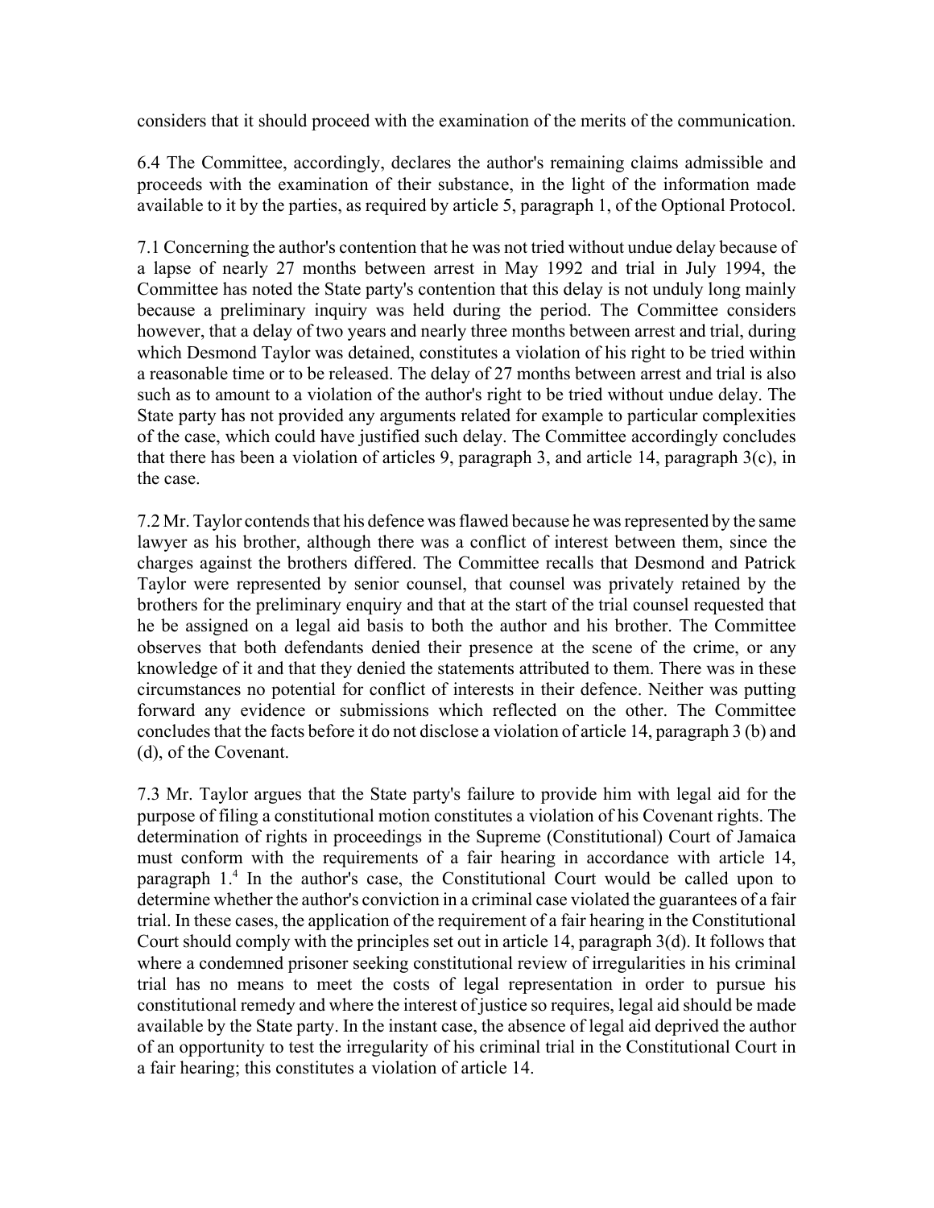considers that it should proceed with the examination of the merits of the communication.

6.4 The Committee, accordingly, declares the author's remaining claims admissible and proceeds with the examination of their substance, in the light of the information made available to it by the parties, as required by article 5, paragraph 1, of the Optional Protocol.

7.1 Concerning the author's contention that he was not tried without undue delay because of a lapse of nearly 27 months between arrest in May 1992 and trial in July 1994, the Committee has noted the State party's contention that this delay is not unduly long mainly because a preliminary inquiry was held during the period. The Committee considers however, that a delay of two years and nearly three months between arrest and trial, during which Desmond Taylor was detained, constitutes a violation of his right to be tried within a reasonable time or to be released. The delay of 27 months between arrest and trial is also such as to amount to a violation of the author's right to be tried without undue delay. The State party has not provided any arguments related for example to particular complexities of the case, which could have justified such delay. The Committee accordingly concludes that there has been a violation of articles 9, paragraph 3, and article 14, paragraph 3(c), in the case.

7.2 Mr. Taylor contends that his defence was flawed because he was represented by the same lawyer as his brother, although there was a conflict of interest between them, since the charges against the brothers differed. The Committee recalls that Desmond and Patrick Taylor were represented by senior counsel, that counsel was privately retained by the brothers for the preliminary enquiry and that at the start of the trial counsel requested that he be assigned on a legal aid basis to both the author and his brother. The Committee observes that both defendants denied their presence at the scene of the crime, or any knowledge of it and that they denied the statements attributed to them. There was in these circumstances no potential for conflict of interests in their defence. Neither was putting forward any evidence or submissions which reflected on the other. The Committee concludes that the facts before it do not disclose a violation of article 14, paragraph 3 (b) and (d), of the Covenant.

7.3 Mr. Taylor argues that the State party's failure to provide him with legal aid for the purpose of filing a constitutional motion constitutes a violation of his Covenant rights. The determination of rights in proceedings in the Supreme (Constitutional) Court of Jamaica must conform with the requirements of a fair hearing in accordance with article 14, paragraph 1.[4] In the author's case, the Constitutional Court would be called upon to determine whether the author's conviction in a criminal case violated the guarantees of a fair trial. In these cases, the application of the requirement of a fair hearing in the Constitutional Court should comply with the principles set out in article 14, paragraph 3(d). It follows that where a condemned prisoner seeking constitutional review of irregularities in his criminal trial has no means to meet the costs of legal representation in order to pursue his constitutional remedy and where the interest of justice so requires, legal aid should be made available by the State party. In the instant case, the absence of legal aid deprived the author of an opportunity to test the irregularity of his criminal trial in the Constitutional Court in a fair hearing; this constitutes a violation of article 14.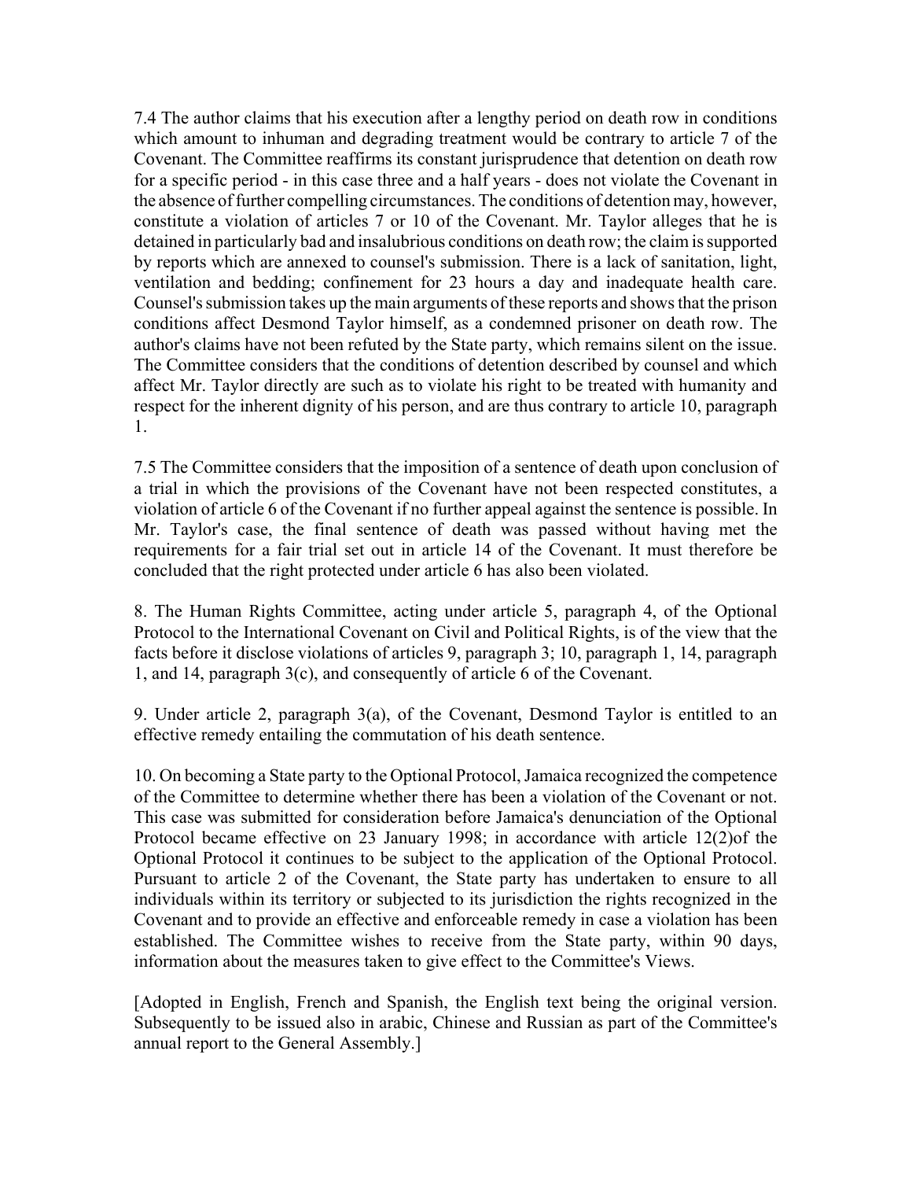7.4 The author claims that his execution after a lengthy period on death row in conditions which amount to inhuman and degrading treatment would be contrary to article 7 of the Covenant. The Committee reaffirms its constant jurisprudence that detention on death row for a specific period - in this case three and a half years - does not violate the Covenant in the absence of further compelling circumstances. The conditions of detention may, however, constitute a violation of articles 7 or 10 of the Covenant. Mr. Taylor alleges that he is detained in particularly bad and insalubrious conditions on death row; the claim is supported by reports which are annexed to counsel's submission. There is a lack of sanitation, light, ventilation and bedding; confinement for 23 hours a day and inadequate health care. Counsel's submission takes up the main arguments of these reports and shows that the prison conditions affect Desmond Taylor himself, as a condemned prisoner on death row. The author's claims have not been refuted by the State party, which remains silent on the issue. The Committee considers that the conditions of detention described by counsel and which affect Mr. Taylor directly are such as to violate his right to be treated with humanity and respect for the inherent dignity of his person, and are thus contrary to article 10, paragraph 1.

7.5 The Committee considers that the imposition of a sentence of death upon conclusion of a trial in which the provisions of the Covenant have not been respected constitutes, a violation of article 6 of the Covenant if no further appeal against the sentence is possible. In Mr. Taylor's case, the final sentence of death was passed without having met the requirements for a fair trial set out in article 14 of the Covenant. It must therefore be concluded that the right protected under article 6 has also been violated.

8. The Human Rights Committee, acting under article 5, paragraph 4, of the Optional Protocol to the International Covenant on Civil and Political Rights, is of the view that the facts before it disclose violations of articles 9, paragraph 3; 10, paragraph 1, 14, paragraph 1, and 14, paragraph 3(c), and consequently of article 6 of the Covenant.

9. Under article 2, paragraph 3(a), of the Covenant, Desmond Taylor is entitled to an effective remedy entailing the commutation of his death sentence.

10. On becoming a State party to the Optional Protocol, Jamaica recognized the competence of the Committee to determine whether there has been a violation of the Covenant or not. This case was submitted for consideration before Jamaica's denunciation of the Optional Protocol became effective on 23 January 1998; in accordance with article 12(2)of the Optional Protocol it continues to be subject to the application of the Optional Protocol. Pursuant to article 2 of the Covenant, the State party has undertaken to ensure to all individuals within its territory or subjected to its jurisdiction the rights recognized in the Covenant and to provide an effective and enforceable remedy in case a violation has been established. The Committee wishes to receive from the State party, within 90 days, information about the measures taken to give effect to the Committee's Views.

[Adopted in English, French and Spanish, the English text being the original version. Subsequently to be issued also in arabic, Chinese and Russian as part of the Committee's annual report to the General Assembly.]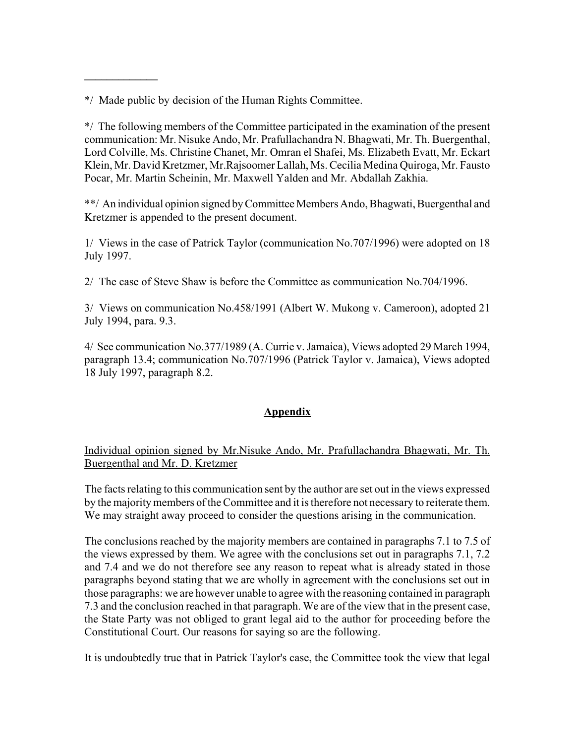\_\_\_\_\_\_\_\_\_\_\_\_\_

*/ Made public by decision of the Human Rights Committee.

*/ The following members of the Committee participated in the examination of the present communication: Mr. Nisuke Ando, Mr. Prafullachandra N. Bhagwati, Mr. Th. Buergenthal, Lord Colville, Ms. Christine Chanet, Mr. Omran el Shafei, Ms. Elizabeth Evatt, Mr. Eckart Klein, Mr. David Kretzmer, Mr.Rajsoomer Lallah, Ms. Cecilia Medina Quiroga, Mr. Fausto Pocar, Mr. Martin Scheinin, Mr. Maxwell Yalden and Mr. Abdallah Zakhia.

**/ An individual opinion signed by Committee Members Ando, Bhagwati, Buergenthal and Kretzmer is appended to the present document.

1/ Views in the case of Patrick Taylor (communication No.707/1996) were adopted on 18 July 1997.

2/ The case of Steve Shaw is before the Committee as communication No.704/1996.

3/ Views on communication No.458/1991 (Albert W. Mukong v. Cameroon), adopted 21 July 1994, para. 9.3.

4/ See communication No.377/1989 (A. Currie v. Jamaica), Views adopted 29 March 1994, paragraph 13.4; communication No.707/1996 (Patrick Taylor v. Jamaica), Views adopted 18 July 1997, paragraph 8.2.

## Appendix

Individual opinion signed by Mr.Nisuke Ando, Mr. Prafullachandra Bhagwati, Mr. Th. Buergenthal and Mr. D. Kretzmer

The facts relating to this communication sent by the author are set out in the views expressed by the majority members of the Committee and it is therefore not necessary to reiterate them. We may straight away proceed to consider the questions arising in the communication.

The conclusions reached by the majority members are contained in paragraphs 7.1 to 7.5 of the views expressed by them. We agree with the conclusions set out in paragraphs 7.1, 7.2 and 7.4 and we do not therefore see any reason to repeat what is already stated in those paragraphs beyond stating that we are wholly in agreement with the conclusions set out in those paragraphs: we are however unable to agree with the reasoning contained in paragraph 7.3 and the conclusion reached in that paragraph. We are of the view that in the present case, the State Party was not obliged to grant legal aid to the author for proceeding before the Constitutional Court. Our reasons for saying so are the following.

It is undoubtedly true that in Patrick Taylor's case, the Committee took the view that legal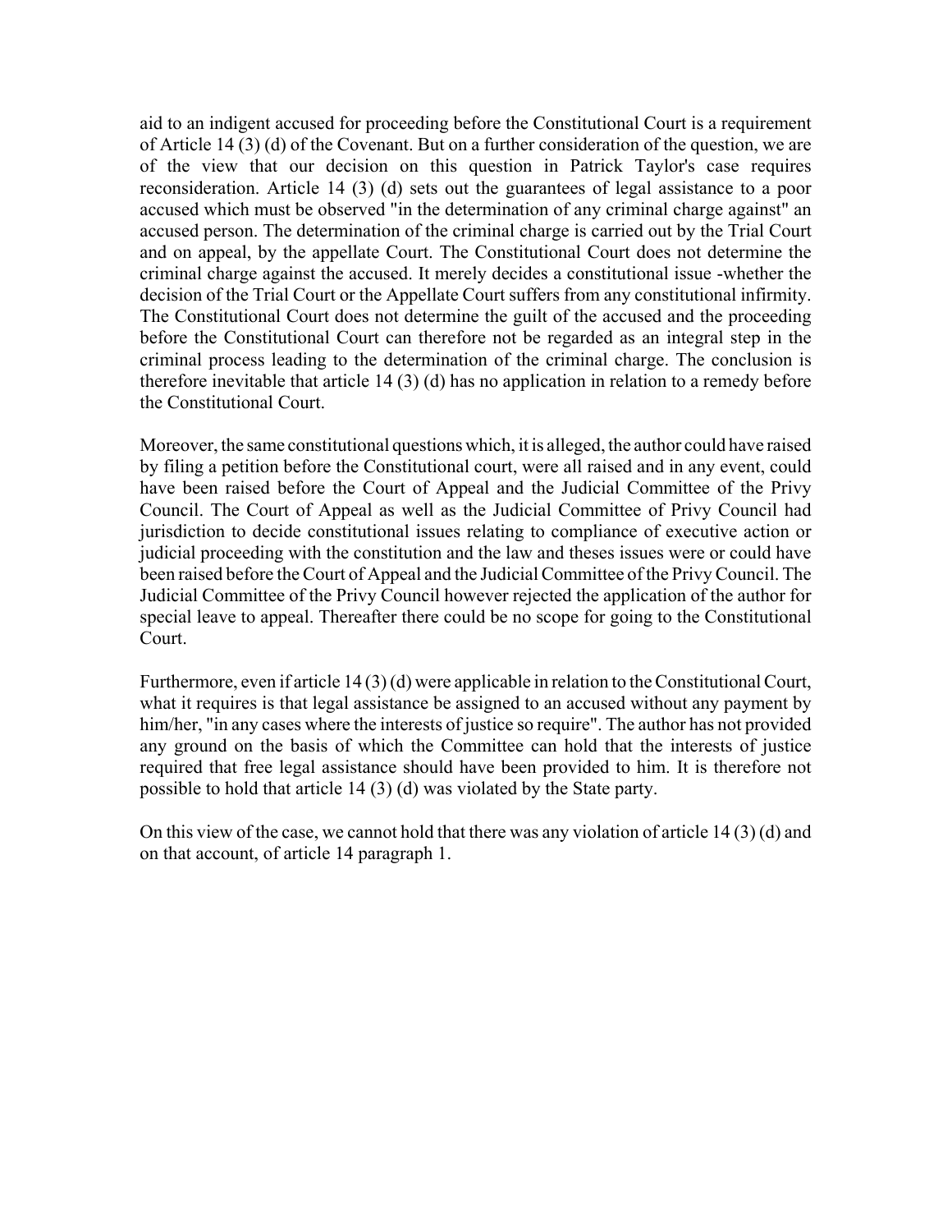aid to an indigent accused for proceeding before the Constitutional Court is a requirement of Article 14 (3) (d) of the Covenant. But on a further consideration of the question, we are of the view that our decision on this question in Patrick Taylor's case requires reconsideration. Article 14 (3) (d) sets out the guarantees of legal assistance to a poor accused which must be observed "in the determination of any criminal charge against" an accused person. The determination of the criminal charge is carried out by the Trial Court and on appeal, by the appellate Court. The Constitutional Court does not determine the criminal charge against the accused. It merely decides a constitutional issue -whether the decision of the Trial Court or the Appellate Court suffers from any constitutional infirmity. The Constitutional Court does not determine the guilt of the accused and the proceeding before the Constitutional Court can therefore not be regarded as an integral step in the criminal process leading to the determination of the criminal charge. The conclusion is therefore inevitable that article 14 (3) (d) has no application in relation to a remedy before the Constitutional Court.

Moreover, the same constitutional questions which, it is alleged, the author could have raised by filing a petition before the Constitutional court, were all raised and in any event, could have been raised before the Court of Appeal and the Judicial Committee of the Privy Council. The Court of Appeal as well as the Judicial Committee of Privy Council had jurisdiction to decide constitutional issues relating to compliance of executive action or judicial proceeding with the constitution and the law and theses issues were or could have been raised before the Court of Appeal and the Judicial Committee of the Privy Council. The Judicial Committee of the Privy Council however rejected the application of the author for special leave to appeal. Thereafter there could be no scope for going to the Constitutional Court.

Furthermore, even if article 14 (3) (d) were applicable in relation to the Constitutional Court, what it requires is that legal assistance be assigned to an accused without any payment by him/her, "in any cases where the interests of justice so require". The author has not provided any ground on the basis of which the Committee can hold that the interests of justice required that free legal assistance should have been provided to him. It is therefore not possible to hold that article 14 (3) (d) was violated by the State party.

On this view of the case, we cannot hold that there was any violation of article 14 (3) (d) and on that account, of article 14 paragraph 1.